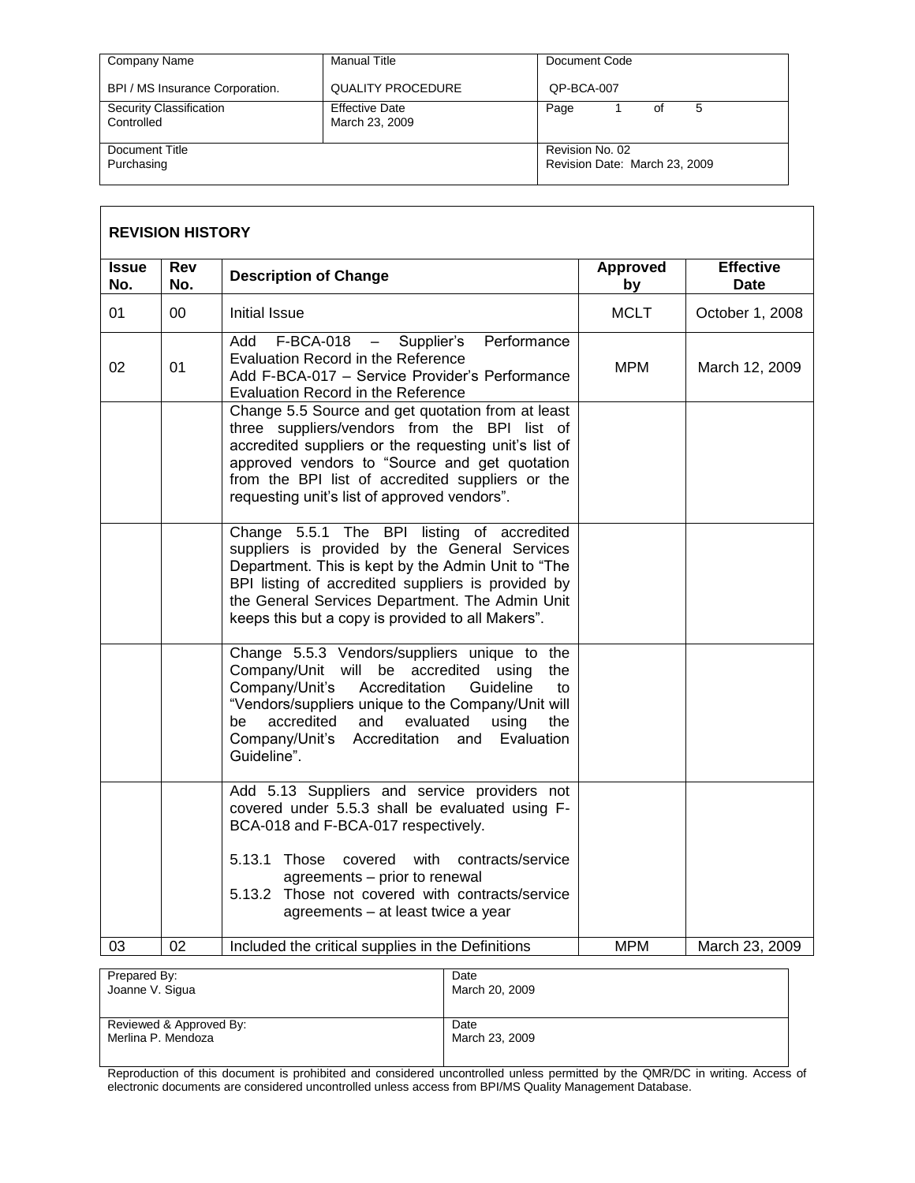| Company Name | Manual Title | Document Code |
|---|---|---|
| BPI / MS Insurance Corporation. | QUALITY PROCEDURE | QP-BCA-007 |
| Security Classification<br>Controlled | Effective Date<br>March 23, 2009 | Page 1 of 5 |
| Document Title<br>Purchasing | | Revision No. 02<br>Revision Date: March 23, 2009 |

## REVISION HISTORY

| Issue No. | Rev No. | Description of Change | Approved by | Effective Date |
|---|---|---|---|---|
| 01 | 00 | Initial Issue | MCLT | October 1, 2008 |
| 02 | 01 | Add F-BCA-018 – Supplier's Performance Evaluation Record in the Reference<br>Add F-BCA-017 – Service Provider's Performance Evaluation Record in the Reference | MPM | March 12, 2009 |
| | | Change 5.5 Source and get quotation from at least three suppliers/vendors from the BPI list of accredited suppliers or the requesting unit's list of approved vendors to "Source and get quotation from the BPI list of accredited suppliers or the requesting unit's list of approved vendors". | | |
| | | Change 5.5.1 The BPI listing of accredited suppliers is provided by the General Services Department. This is kept by the Admin Unit to "The BPI listing of accredited suppliers is provided by the General Services Department. The Admin Unit keeps this but a copy is provided to all Makers". | | |
| | | Change 5.5.3 Vendors/suppliers unique to the Company/Unit will be accredited using the Company/Unit's Accreditation Guideline to "Vendors/suppliers unique to the Company/Unit will be accredited and evaluated using the Company/Unit's Accreditation and Evaluation Guideline". | | |
| | | Add 5.13 Suppliers and service providers not covered under 5.5.3 shall be evaluated using F-BCA-018 and F-BCA-017 respectively.<br><br>5.13.1 Those covered with contracts/service agreements – prior to renewal<br>5.13.2 Those not covered with contracts/service agreements – at least twice a year | | |
| 03 | 02 | Included the critical supplies in the Definitions | MPM | March 23, 2009 |

| Prepared By:<br>Joanne V. Sigua | Date<br>March 20, 2009 |
|---|---|
| Reviewed & Approved By:<br>Merlina P. Mendoza | Date<br>March 23, 2009 |

Reproduction of this document is prohibited and considered uncontrolled unless permitted by the QMR/DC in writing. Access of electronic documents are considered uncontrolled unless access from BPI/MS Quality Management Database.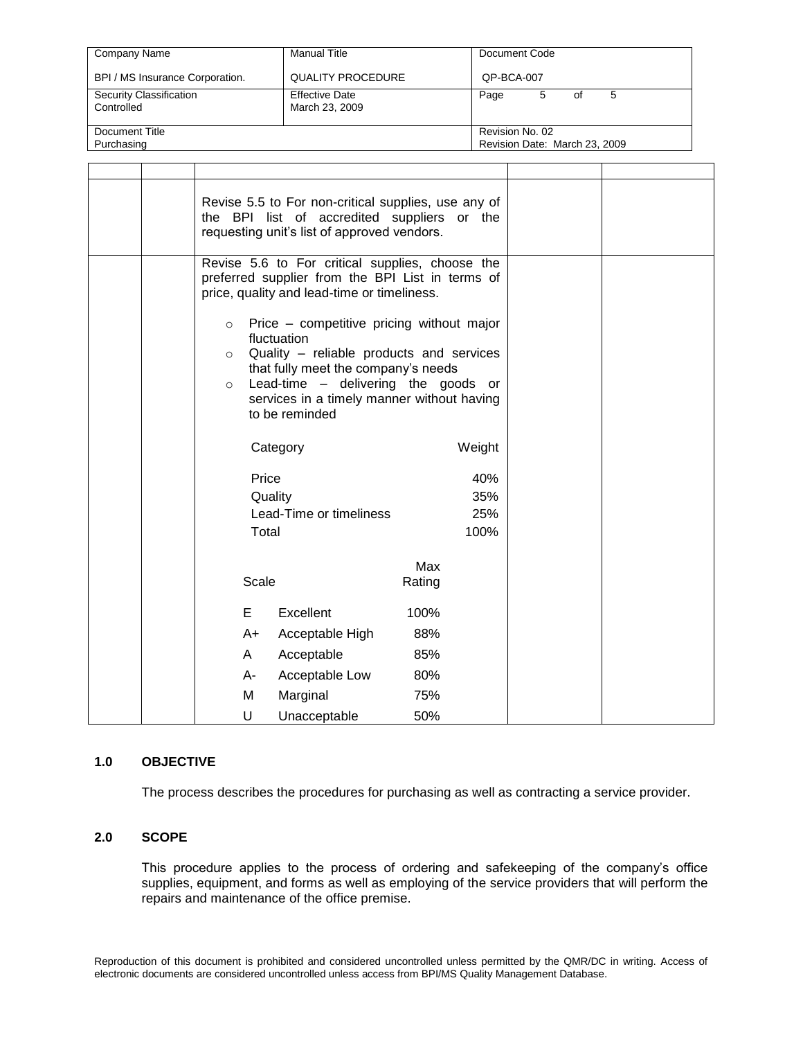| | | | | |
|---|---|---|---|---|
| | | Revise 5.5 to For non-critical supplies, use any of the BPI list of accredited suppliers or the requesting unit's list of approved vendors. | | |
| | | Revise 5.6 to For critical supplies, choose the preferred supplier from the BPI List in terms of price, quality and lead-time or timeliness.<br><br>○ Price – competitive pricing without major fluctuation<br>○ Quality – reliable products and services that fully meet the company's needs<br>○ Lead-time – delivering the goods or services in a timely manner without having to be reminded<br><br>Category / Weight<br>Price 40%<br>Quality 35%<br>Lead-Time or timeliness 25%<br>Total 100%<br><br>Scale / Max Rating<br>E Excellent 100%<br>A+ Acceptable High 88%<br>A Acceptable 85%<br>A- Acceptable Low 80%<br>M Marginal 75%<br>U Unacceptable 50% | | |

## 1.0 OBJECTIVE

The process describes the procedures for purchasing as well as contracting a service provider.

## 2.0 SCOPE

This procedure applies to the process of ordering and safekeeping of the company's office supplies, equipment, and forms as well as employing of the service providers that will perform the repairs and maintenance of the office premise.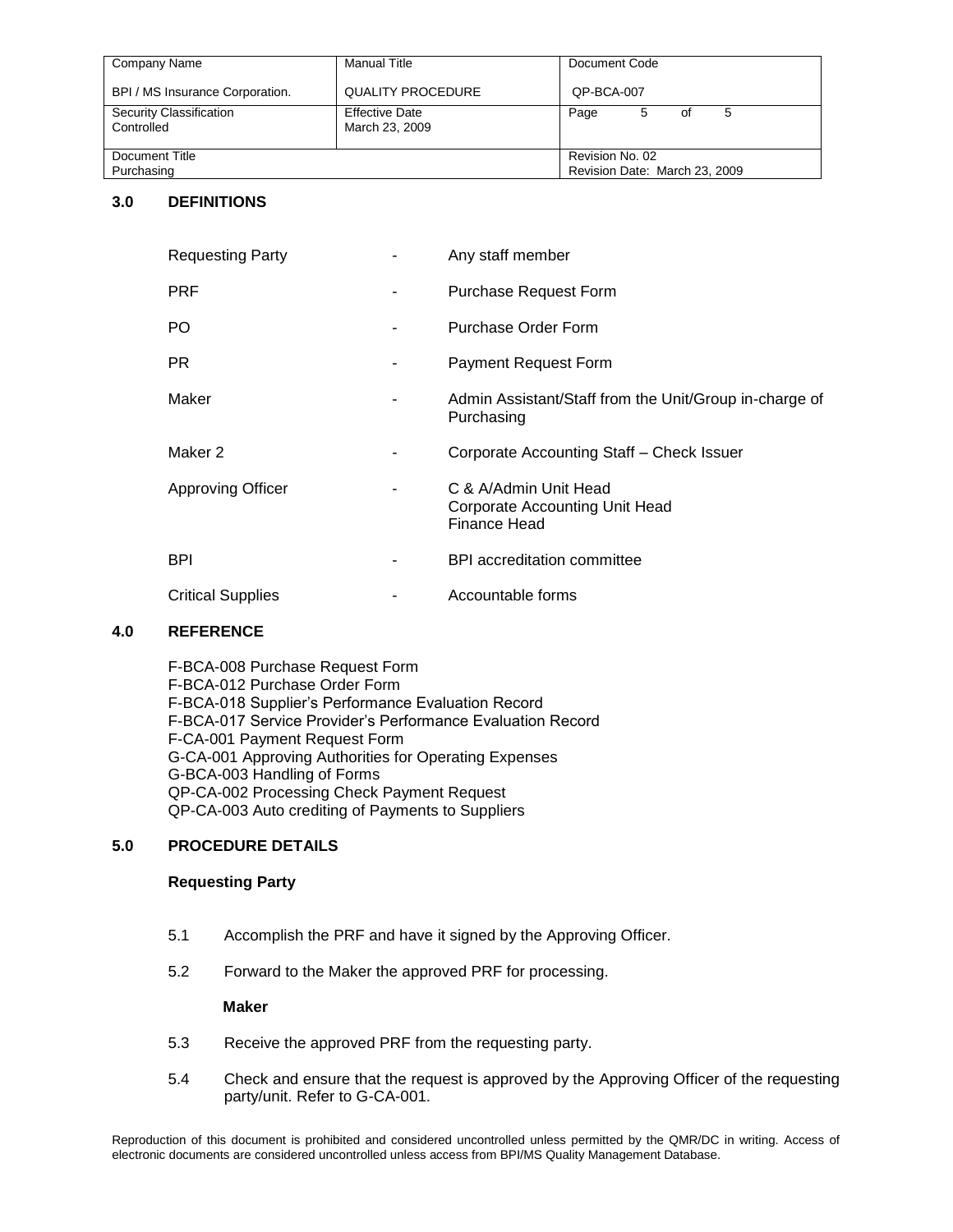## 3.0 DEFINITIONS

| | | |
|---|---|---|
| Requesting Party | - | Any staff member |
| PRF | - | Purchase Request Form |
| PO | - | Purchase Order Form |
| PR | - | Payment Request Form |
| Maker | - | Admin Assistant/Staff from the Unit/Group in-charge of Purchasing |
| Maker 2 | - | Corporate Accounting Staff – Check Issuer |
| Approving Officer | - | C & A/Admin Unit Head<br>Corporate Accounting Unit Head<br>Finance Head |
| BPI | - | BPI accreditation committee |
| Critical Supplies | - | Accountable forms |

## 4.0 REFERENCE

F-BCA-008 Purchase Request Form
F-BCA-012 Purchase Order Form
F-BCA-018 Supplier's Performance Evaluation Record
F-BCA-017 Service Provider's Performance Evaluation Record
F-CA-001 Payment Request Form
G-CA-001 Approving Authorities for Operating Expenses
G-BCA-003 Handling of Forms
QP-CA-002 Processing Check Payment Request
QP-CA-003 Auto crediting of Payments to Suppliers

## 5.0 PROCEDURE DETAILS

**Requesting Party**

5.1 Accomplish the PRF and have it signed by the Approving Officer.

5.2 Forward to the Maker the approved PRF for processing.

**Maker**

5.3 Receive the approved PRF from the requesting party.

5.4 Check and ensure that the request is approved by the Approving Officer of the requesting party/unit. Refer to G-CA-001.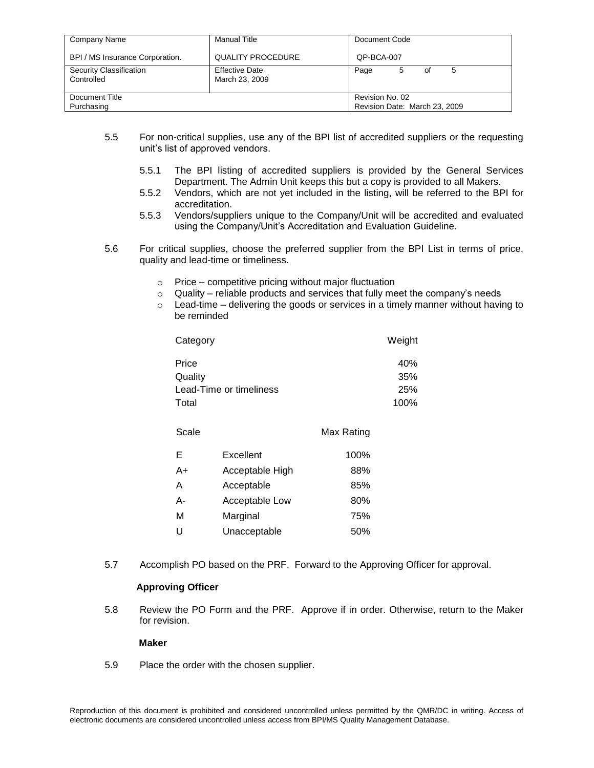5.5 For non-critical supplies, use any of the BPI list of accredited suppliers or the requesting unit's list of approved vendors.

- 5.5.1 The BPI listing of accredited suppliers is provided by the General Services Department. The Admin Unit keeps this but a copy is provided to all Makers.
- 5.5.2 Vendors, which are not yet included in the listing, will be referred to the BPI for accreditation.
- 5.5.3 Vendors/suppliers unique to the Company/Unit will be accredited and evaluated using the Company/Unit's Accreditation and Evaluation Guideline.

5.6 For critical supplies, choose the preferred supplier from the BPI List in terms of price, quality and lead-time or timeliness.

- Price – competitive pricing without major fluctuation
- Quality – reliable products and services that fully meet the company's needs
- Lead-time – delivering the goods or services in a timely manner without having to be reminded

| Category | Weight |
|---|---|
| Price | 40% |
| Quality | 35% |
| Lead-Time or timeliness | 25% |
| Total | 100% |

| Scale | | Max Rating |
|---|---|---|
| E | Excellent | 100% |
| A+ | Acceptable High | 88% |
| A | Acceptable | 85% |
| A- | Acceptable Low | 80% |
| M | Marginal | 75% |
| U | Unacceptable | 50% |

5.7 Accomplish PO based on the PRF. Forward to the Approving Officer for approval.

**Approving Officer**

5.8 Review the PO Form and the PRF. Approve if in order. Otherwise, return to the Maker for revision.

**Maker**

5.9 Place the order with the chosen supplier.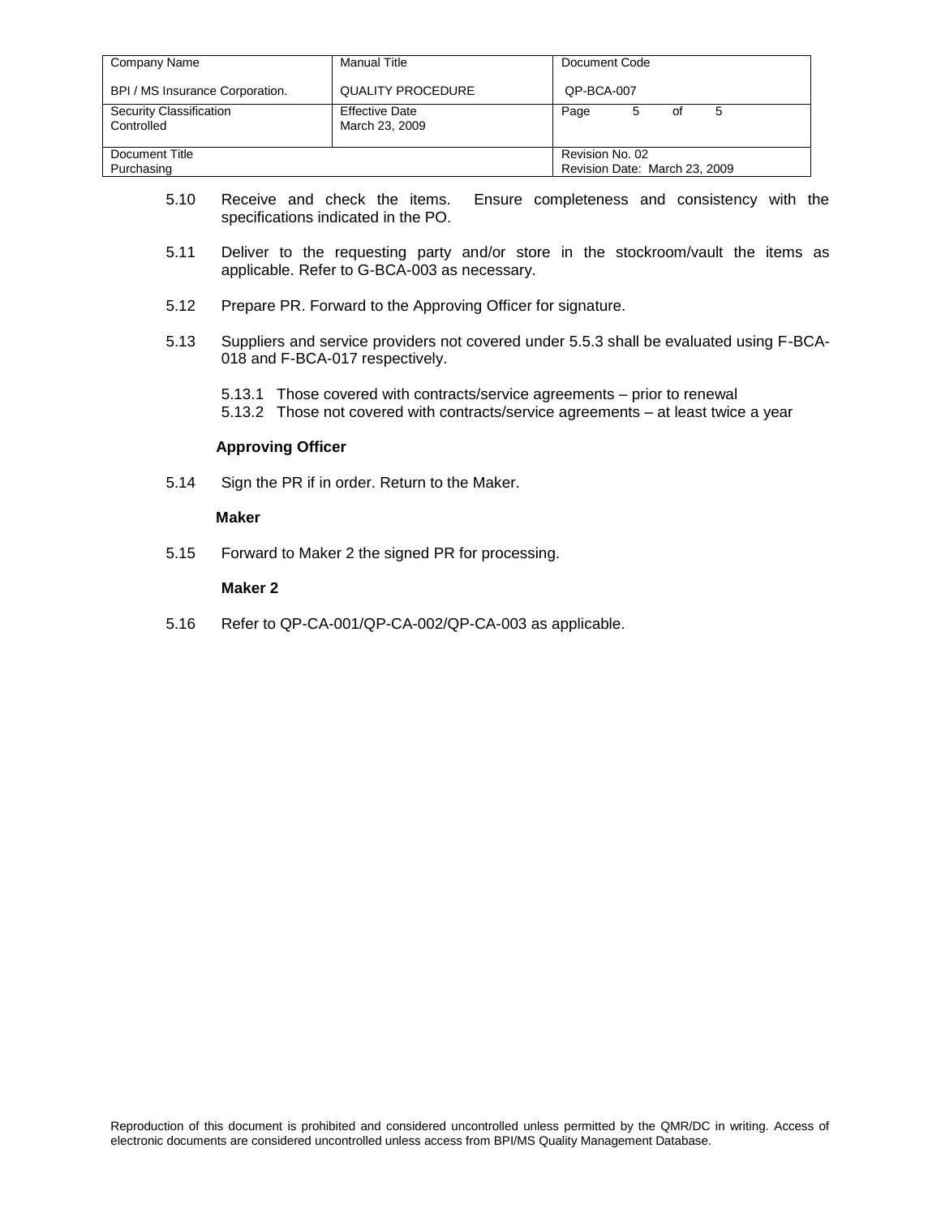5.10 Receive and check the items. Ensure completeness and consistency with the specifications indicated in the PO.

5.11 Deliver to the requesting party and/or store in the stockroom/vault the items as applicable. Refer to G-BCA-003 as necessary.

5.12 Prepare PR. Forward to the Approving Officer for signature.

5.13 Suppliers and service providers not covered under 5.5.3 shall be evaluated using F-BCA-018 and F-BCA-017 respectively.

5.13.1 Those covered with contracts/service agreements – prior to renewal
5.13.2 Those not covered with contracts/service agreements – at least twice a year

**Approving Officer**

5.14 Sign the PR if in order. Return to the Maker.

**Maker**

5.15 Forward to Maker 2 the signed PR for processing.

**Maker 2**

5.16 Refer to QP-CA-001/QP-CA-002/QP-CA-003 as applicable.